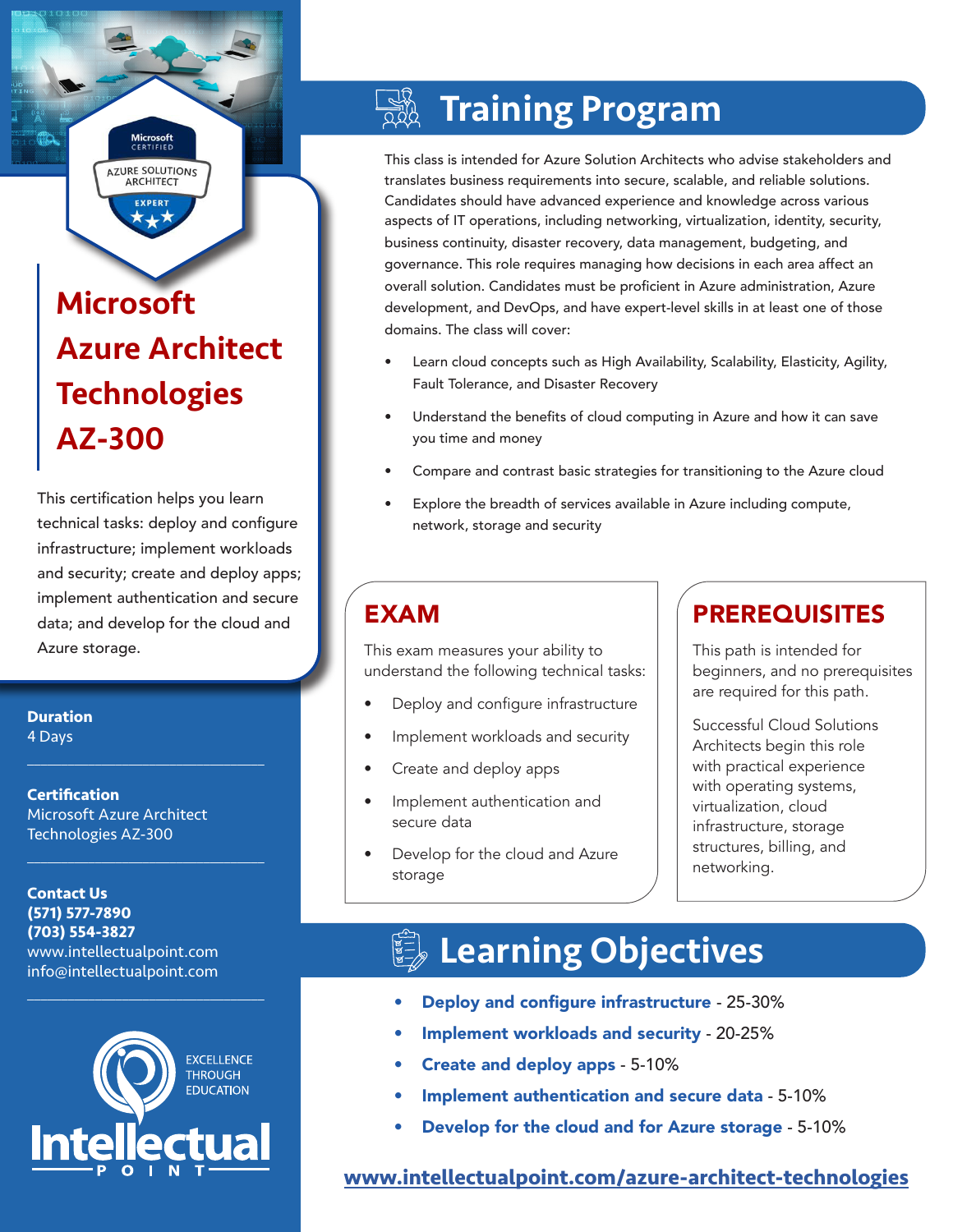# Microsoft Azure Architect Technologies AZ-300

This certification helps you learn technical tasks: deploy and configure infrastructure; implement workloads and security; create and deploy apps; implement authentication and secure data; and develop for the cloud and Azure storage.

**Duration**
4 Days

**Certification**
Microsoft Azure Architect Technologies AZ-300

**Contact Us**
**(571) 577-7890**
**(703) 554-3827**
www.intellectualpoint.com
info@intellectualpoint.com

EXCELLENCE THROUGH EDUCATION

Intellectual POINT

## Training Program

This class is intended for Azure Solution Architects who advise stakeholders and translates business requirements into secure, scalable, and reliable solutions. Candidates should have advanced experience and knowledge across various aspects of IT operations, including networking, virtualization, identity, security, business continuity, disaster recovery, data management, budgeting, and governance. This role requires managing how decisions in each area affect an overall solution. Candidates must be proficient in Azure administration, Azure development, and DevOps, and have expert-level skills in at least one of those domains. The class will cover:

- Learn cloud concepts such as High Availability, Scalability, Elasticity, Agility, Fault Tolerance, and Disaster Recovery
- Understand the benefits of cloud computing in Azure and how it can save you time and money
- Compare and contrast basic strategies for transitioning to the Azure cloud
- Explore the breadth of services available in Azure including compute, network, storage and security

## EXAM

This exam measures your ability to understand the following technical tasks:

- Deploy and configure infrastructure
- Implement workloads and security
- Create and deploy apps
- Implement authentication and secure data
- Develop for the cloud and Azure storage

## PREREQUISITES

This path is intended for beginners, and no prerequisites are required for this path.

Successful Cloud Solutions Architects begin this role with practical experience with operating systems, virtualization, cloud infrastructure, storage structures, billing, and networking.

## Learning Objectives

- **Deploy and configure infrastructure** - 25-30%
- **Implement workloads and security** - 20-25%
- **Create and deploy apps** - 5-10%
- **Implement authentication and secure data** - 5-10%
- **Develop for the cloud and for Azure storage** - 5-10%

**www.intellectualpoint.com/azure-architect-technologies**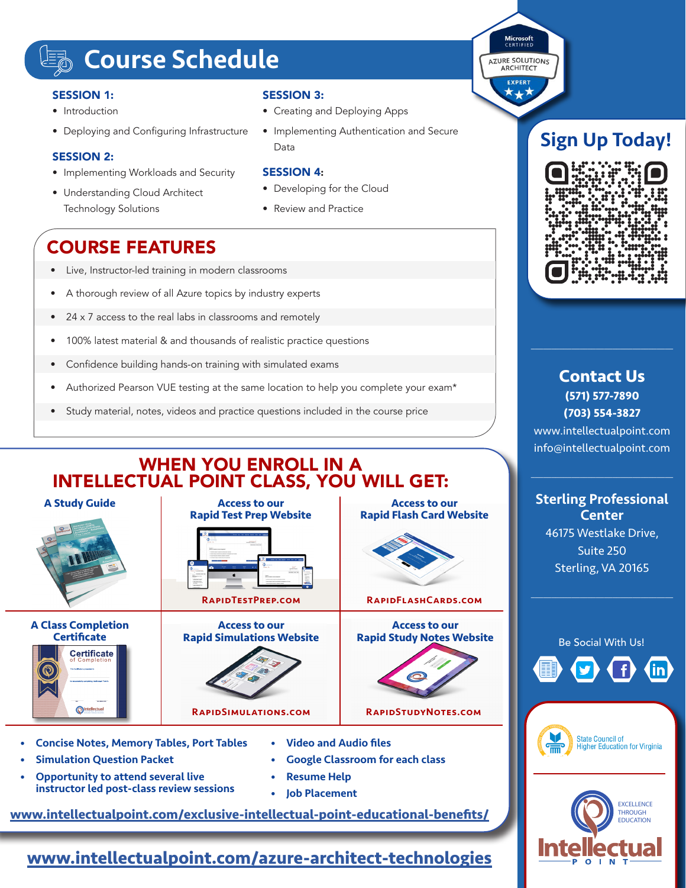# Course Schedule

**SESSION 1:**
- Introduction
- Deploying and Configuring Infrastructure

**SESSION 2:**
- Implementing Workloads and Security
- Understanding Cloud Architect Technology Solutions

**SESSION 3:**
- Creating and Deploying Apps
- Implementing Authentication and Secure Data

**SESSION 4:**
- Developing for the Cloud
- Review and Practice

Microsoft CERTIFIED
AZURE SOLUTIONS ARCHITECT
EXPERT

## COURSE FEATURES

- Live, Instructor-led training in modern classrooms
- A thorough review of all Azure topics by industry experts
- 24 x 7 access to the real labs in classrooms and remotely
- 100% latest material & and thousands of realistic practice questions
- Confidence building hands-on training with simulated exams
- Authorized Pearson VUE testing at the same location to help you complete your exam*
- Study material, notes, videos and practice questions included in the course price

## WHEN YOU ENROLL IN A INTELLECTUAL POINT CLASS, YOU WILL GET:

| | | |
|---|---|---|
| **A Study Guide** | **Access to our Rapid Test Prep Website** RAPIDTESTPREP.COM | **Access to our Rapid Flash Card Website** RAPIDFLASHCARDS.COM |
| **A Class Completion Certificate** | **Access to our Rapid Simulations Website** RAPIDSIMULATIONS.COM | **Access to our Rapid Study Notes Website** RAPIDSTUDYNOTES.COM |

- **Concise Notes, Memory Tables, Port Tables**
- **Simulation Question Packet**
- **Opportunity to attend several live instructor led post-class review sessions**
- **Video and Audio files**
- **Google Classroom for each class**
- **Resume Help**
- **Job Placement**

**www.intellectualpoint.com/exclusive-intellectual-point-educational-benefits/**

**www.intellectualpoint.com/azure-architect-technologies**

## Sign Up Today!

## Contact Us

**(571) 577-7890**
**(703) 554-3827**
www.intellectualpoint.com
info@intellectualpoint.com

## Sterling Professional Center

46175 Westlake Drive,
Suite 250
Sterling, VA 20165

Be Social With Us!

State Council of Higher Education for Virginia

EXCELLENCE THROUGH EDUCATION
Intellectual POINT